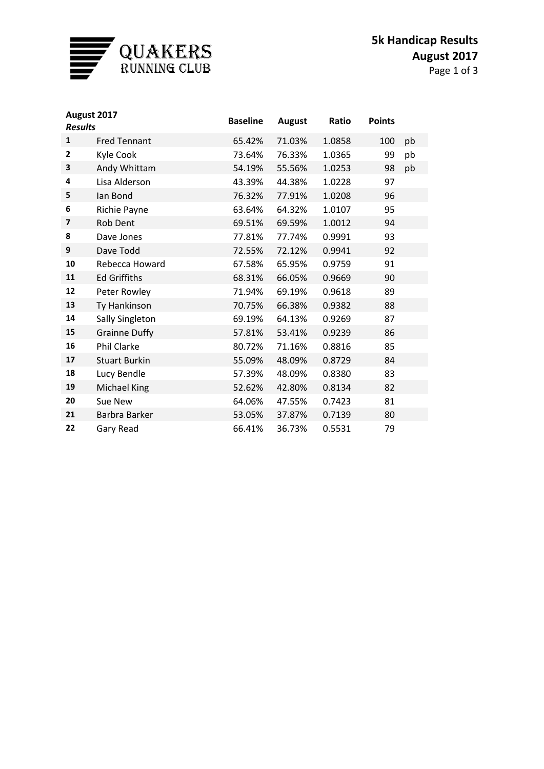QUAKERS
RUNNING CLUB

# 5k Handicap Results
## August 2017

| **August 2017** *Results* | | **Baseline** | **August** | **Ratio** | **Points** | |
|---|---|---|---|---|---|---|
| **1** | Fred Tennant | 65.42% | 71.03% | 1.0858 | 100 | pb |
| **2** | Kyle Cook | 73.64% | 76.33% | 1.0365 | 99 | pb |
| **3** | Andy Whittam | 54.19% | 55.56% | 1.0253 | 98 | pb |
| **4** | Lisa Alderson | 43.39% | 44.38% | 1.0228 | 97 | |
| **5** | Ian Bond | 76.32% | 77.91% | 1.0208 | 96 | |
| **6** | Richie Payne | 63.64% | 64.32% | 1.0107 | 95 | |
| **7** | Rob Dent | 69.51% | 69.59% | 1.0012 | 94 | |
| **8** | Dave Jones | 77.81% | 77.74% | 0.9991 | 93 | |
| **9** | Dave Todd | 72.55% | 72.12% | 0.9941 | 92 | |
| **10** | Rebecca Howard | 67.58% | 65.95% | 0.9759 | 91 | |
| **11** | Ed Griffiths | 68.31% | 66.05% | 0.9669 | 90 | |
| **12** | Peter Rowley | 71.94% | 69.19% | 0.9618 | 89 | |
| **13** | Ty Hankinson | 70.75% | 66.38% | 0.9382 | 88 | |
| **14** | Sally Singleton | 69.19% | 64.13% | 0.9269 | 87 | |
| **15** | Grainne Duffy | 57.81% | 53.41% | 0.9239 | 86 | |
| **16** | Phil Clarke | 80.72% | 71.16% | 0.8816 | 85 | |
| **17** | Stuart Burkin | 55.09% | 48.09% | 0.8729 | 84 | |
| **18** | Lucy Bendle | 57.39% | 48.09% | 0.8380 | 83 | |
| **19** | Michael King | 52.62% | 42.80% | 0.8134 | 82 | |
| **20** | Sue New | 64.06% | 47.55% | 0.7423 | 81 | |
| **21** | Barbra Barker | 53.05% | 37.87% | 0.7139 | 80 | |
| **22** | Gary Read | 66.41% | 36.73% | 0.5531 | 79 | |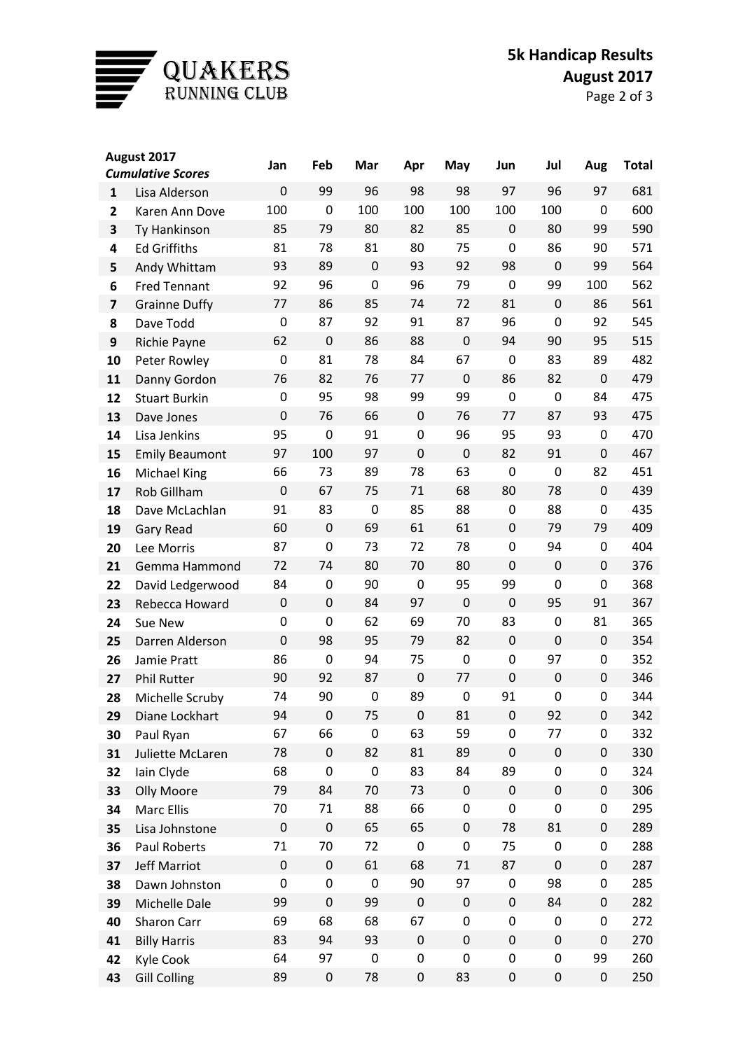# QUAKERS RUNNING CLUB

## 5k Handicap Results
## August 2017

| **August 2017** *Cumulative Scores* | | Jan | Feb | Mar | Apr | May | Jun | Jul | Aug | Total |
|---|---|---|---|---|---|---|---|---|---|---|
| **1** | Lisa Alderson | 0 | 99 | 96 | 98 | 98 | 97 | 96 | 97 | 681 |
| **2** | Karen Ann Dove | 100 | 0 | 100 | 100 | 100 | 100 | 100 | 0 | 600 |
| **3** | Ty Hankinson | 85 | 79 | 80 | 82 | 85 | 0 | 80 | 99 | 590 |
| **4** | Ed Griffiths | 81 | 78 | 81 | 80 | 75 | 0 | 86 | 90 | 571 |
| **5** | Andy Whittam | 93 | 89 | 0 | 93 | 92 | 98 | 0 | 99 | 564 |
| **6** | Fred Tennant | 92 | 96 | 0 | 96 | 79 | 0 | 99 | 100 | 562 |
| **7** | Grainne Duffy | 77 | 86 | 85 | 74 | 72 | 81 | 0 | 86 | 561 |
| **8** | Dave Todd | 0 | 87 | 92 | 91 | 87 | 96 | 0 | 92 | 545 |
| **9** | Richie Payne | 62 | 0 | 86 | 88 | 0 | 94 | 90 | 95 | 515 |
| **10** | Peter Rowley | 0 | 81 | 78 | 84 | 67 | 0 | 83 | 89 | 482 |
| **11** | Danny Gordon | 76 | 82 | 76 | 77 | 0 | 86 | 82 | 0 | 479 |
| **12** | Stuart Burkin | 0 | 95 | 98 | 99 | 99 | 0 | 0 | 84 | 475 |
| **13** | Dave Jones | 0 | 76 | 66 | 0 | 76 | 77 | 87 | 93 | 475 |
| **14** | Lisa Jenkins | 95 | 0 | 91 | 0 | 96 | 95 | 93 | 0 | 470 |
| **15** | Emily Beaumont | 97 | 100 | 97 | 0 | 0 | 82 | 91 | 0 | 467 |
| **16** | Michael King | 66 | 73 | 89 | 78 | 63 | 0 | 0 | 82 | 451 |
| **17** | Rob Gillham | 0 | 67 | 75 | 71 | 68 | 80 | 78 | 0 | 439 |
| **18** | Dave McLachlan | 91 | 83 | 0 | 85 | 88 | 0 | 88 | 0 | 435 |
| **19** | Gary Read | 60 | 0 | 69 | 61 | 61 | 0 | 79 | 79 | 409 |
| **20** | Lee Morris | 87 | 0 | 73 | 72 | 78 | 0 | 94 | 0 | 404 |
| **21** | Gemma Hammond | 72 | 74 | 80 | 70 | 80 | 0 | 0 | 0 | 376 |
| **22** | David Ledgerwood | 84 | 0 | 90 | 0 | 95 | 99 | 0 | 0 | 368 |
| **23** | Rebecca Howard | 0 | 0 | 84 | 97 | 0 | 0 | 95 | 91 | 367 |
| **24** | Sue New | 0 | 0 | 62 | 69 | 70 | 83 | 0 | 81 | 365 |
| **25** | Darren Alderson | 0 | 98 | 95 | 79 | 82 | 0 | 0 | 0 | 354 |
| **26** | Jamie Pratt | 86 | 0 | 94 | 75 | 0 | 0 | 97 | 0 | 352 |
| **27** | Phil Rutter | 90 | 92 | 87 | 0 | 77 | 0 | 0 | 0 | 346 |
| **28** | Michelle Scruby | 74 | 90 | 0 | 89 | 0 | 91 | 0 | 0 | 344 |
| **29** | Diane Lockhart | 94 | 0 | 75 | 0 | 81 | 0 | 92 | 0 | 342 |
| **30** | Paul Ryan | 67 | 66 | 0 | 63 | 59 | 0 | 77 | 0 | 332 |
| **31** | Juliette McLaren | 78 | 0 | 82 | 81 | 89 | 0 | 0 | 0 | 330 |
| **32** | Iain Clyde | 68 | 0 | 0 | 83 | 84 | 89 | 0 | 0 | 324 |
| **33** | Olly Moore | 79 | 84 | 70 | 73 | 0 | 0 | 0 | 0 | 306 |
| **34** | Marc Ellis | 70 | 71 | 88 | 66 | 0 | 0 | 0 | 0 | 295 |
| **35** | Lisa Johnstone | 0 | 0 | 65 | 65 | 0 | 78 | 81 | 0 | 289 |
| **36** | Paul Roberts | 71 | 70 | 72 | 0 | 0 | 75 | 0 | 0 | 288 |
| **37** | Jeff Marriot | 0 | 0 | 61 | 68 | 71 | 87 | 0 | 0 | 287 |
| **38** | Dawn Johnston | 0 | 0 | 0 | 90 | 97 | 0 | 98 | 0 | 285 |
| **39** | Michelle Dale | 99 | 0 | 99 | 0 | 0 | 0 | 84 | 0 | 282 |
| **40** | Sharon Carr | 69 | 68 | 68 | 67 | 0 | 0 | 0 | 0 | 272 |
| **41** | Billy Harris | 83 | 94 | 93 | 0 | 0 | 0 | 0 | 0 | 270 |
| **42** | Kyle Cook | 64 | 97 | 0 | 0 | 0 | 0 | 0 | 99 | 260 |
| **43** | Gill Colling | 89 | 0 | 78 | 0 | 83 | 0 | 0 | 0 | 250 |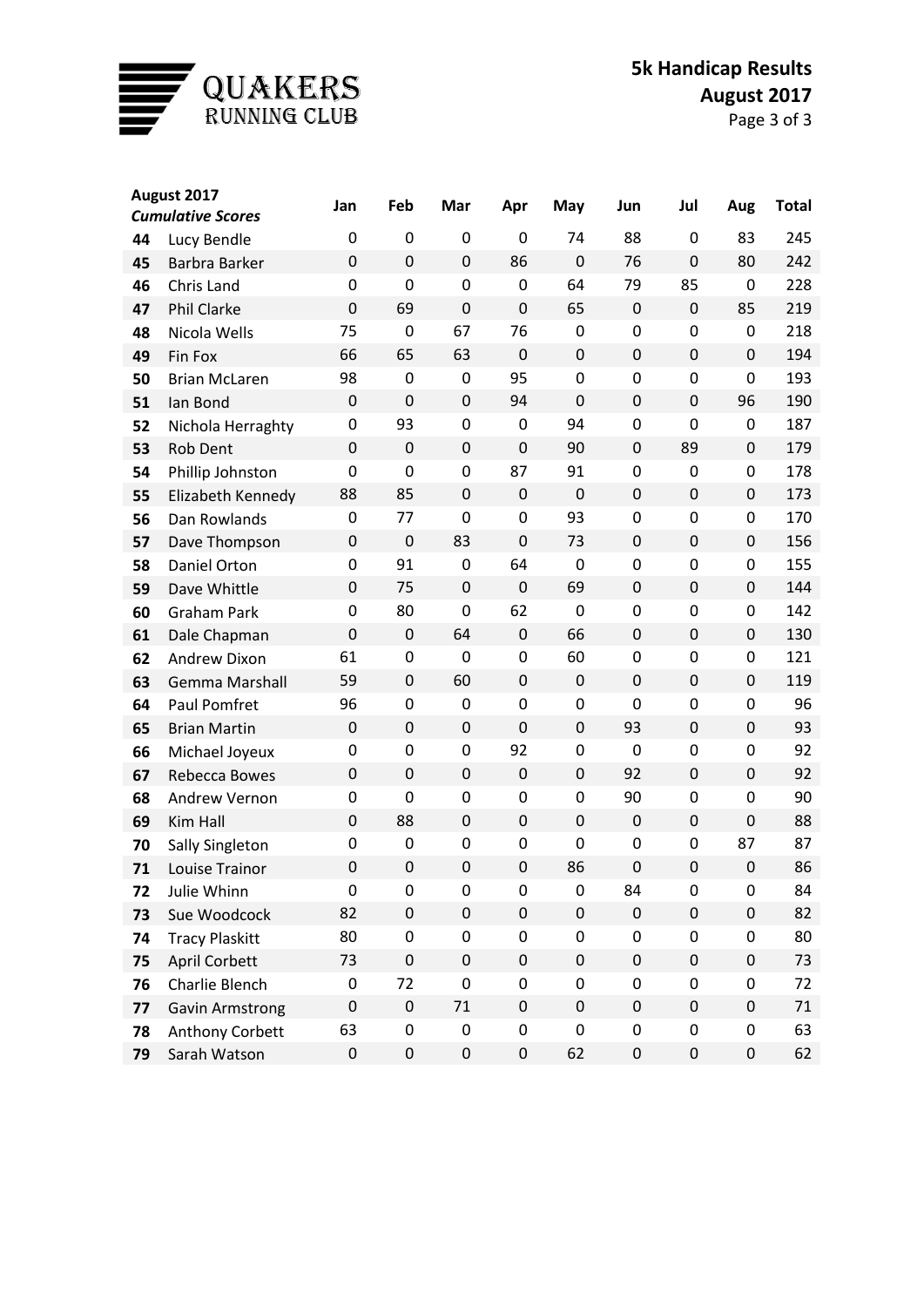# QUAKERS RUNNING CLUB

**5k Handicap Results**
**August 2017**

| **August 2017** *Cumulative Scores* | | Jan | Feb | Mar | Apr | May | Jun | Jul | Aug | Total |
|---|---|---|---|---|---|---|---|---|---|---|
| **44** | Lucy Bendle | 0 | 0 | 0 | 0 | 74 | 88 | 0 | 83 | 245 |
| **45** | Barbra Barker | 0 | 0 | 0 | 86 | 0 | 76 | 0 | 80 | 242 |
| **46** | Chris Land | 0 | 0 | 0 | 0 | 64 | 79 | 85 | 0 | 228 |
| **47** | Phil Clarke | 0 | 69 | 0 | 0 | 65 | 0 | 0 | 85 | 219 |
| **48** | Nicola Wells | 75 | 0 | 67 | 76 | 0 | 0 | 0 | 0 | 218 |
| **49** | Fin Fox | 66 | 65 | 63 | 0 | 0 | 0 | 0 | 0 | 194 |
| **50** | Brian McLaren | 98 | 0 | 0 | 95 | 0 | 0 | 0 | 0 | 193 |
| **51** | Ian Bond | 0 | 0 | 0 | 94 | 0 | 0 | 0 | 96 | 190 |
| **52** | Nichola Herraghty | 0 | 93 | 0 | 0 | 94 | 0 | 0 | 0 | 187 |
| **53** | Rob Dent | 0 | 0 | 0 | 0 | 90 | 0 | 89 | 0 | 179 |
| **54** | Phillip Johnston | 0 | 0 | 0 | 87 | 91 | 0 | 0 | 0 | 178 |
| **55** | Elizabeth Kennedy | 88 | 85 | 0 | 0 | 0 | 0 | 0 | 0 | 173 |
| **56** | Dan Rowlands | 0 | 77 | 0 | 0 | 93 | 0 | 0 | 0 | 170 |
| **57** | Dave Thompson | 0 | 0 | 83 | 0 | 73 | 0 | 0 | 0 | 156 |
| **58** | Daniel Orton | 0 | 91 | 0 | 64 | 0 | 0 | 0 | 0 | 155 |
| **59** | Dave Whittle | 0 | 75 | 0 | 0 | 69 | 0 | 0 | 0 | 144 |
| **60** | Graham Park | 0 | 80 | 0 | 62 | 0 | 0 | 0 | 0 | 142 |
| **61** | Dale Chapman | 0 | 0 | 64 | 0 | 66 | 0 | 0 | 0 | 130 |
| **62** | Andrew Dixon | 61 | 0 | 0 | 0 | 60 | 0 | 0 | 0 | 121 |
| **63** | Gemma Marshall | 59 | 0 | 60 | 0 | 0 | 0 | 0 | 0 | 119 |
| **64** | Paul Pomfret | 96 | 0 | 0 | 0 | 0 | 0 | 0 | 0 | 96 |
| **65** | Brian Martin | 0 | 0 | 0 | 0 | 0 | 93 | 0 | 0 | 93 |
| **66** | Michael Joyeux | 0 | 0 | 0 | 92 | 0 | 0 | 0 | 0 | 92 |
| **67** | Rebecca Bowes | 0 | 0 | 0 | 0 | 0 | 92 | 0 | 0 | 92 |
| **68** | Andrew Vernon | 0 | 0 | 0 | 0 | 0 | 90 | 0 | 0 | 90 |
| **69** | Kim Hall | 0 | 88 | 0 | 0 | 0 | 0 | 0 | 0 | 88 |
| **70** | Sally Singleton | 0 | 0 | 0 | 0 | 0 | 0 | 0 | 87 | 87 |
| **71** | Louise Trainor | 0 | 0 | 0 | 0 | 86 | 0 | 0 | 0 | 86 |
| **72** | Julie Whinn | 0 | 0 | 0 | 0 | 0 | 84 | 0 | 0 | 84 |
| **73** | Sue Woodcock | 82 | 0 | 0 | 0 | 0 | 0 | 0 | 0 | 82 |
| **74** | Tracy Plaskitt | 80 | 0 | 0 | 0 | 0 | 0 | 0 | 0 | 80 |
| **75** | April Corbett | 73 | 0 | 0 | 0 | 0 | 0 | 0 | 0 | 73 |
| **76** | Charlie Blench | 0 | 72 | 0 | 0 | 0 | 0 | 0 | 0 | 72 |
| **77** | Gavin Armstrong | 0 | 0 | 71 | 0 | 0 | 0 | 0 | 0 | 71 |
| **78** | Anthony Corbett | 63 | 0 | 0 | 0 | 0 | 0 | 0 | 0 | 63 |
| **79** | Sarah Watson | 0 | 0 | 0 | 0 | 62 | 0 | 0 | 0 | 62 |